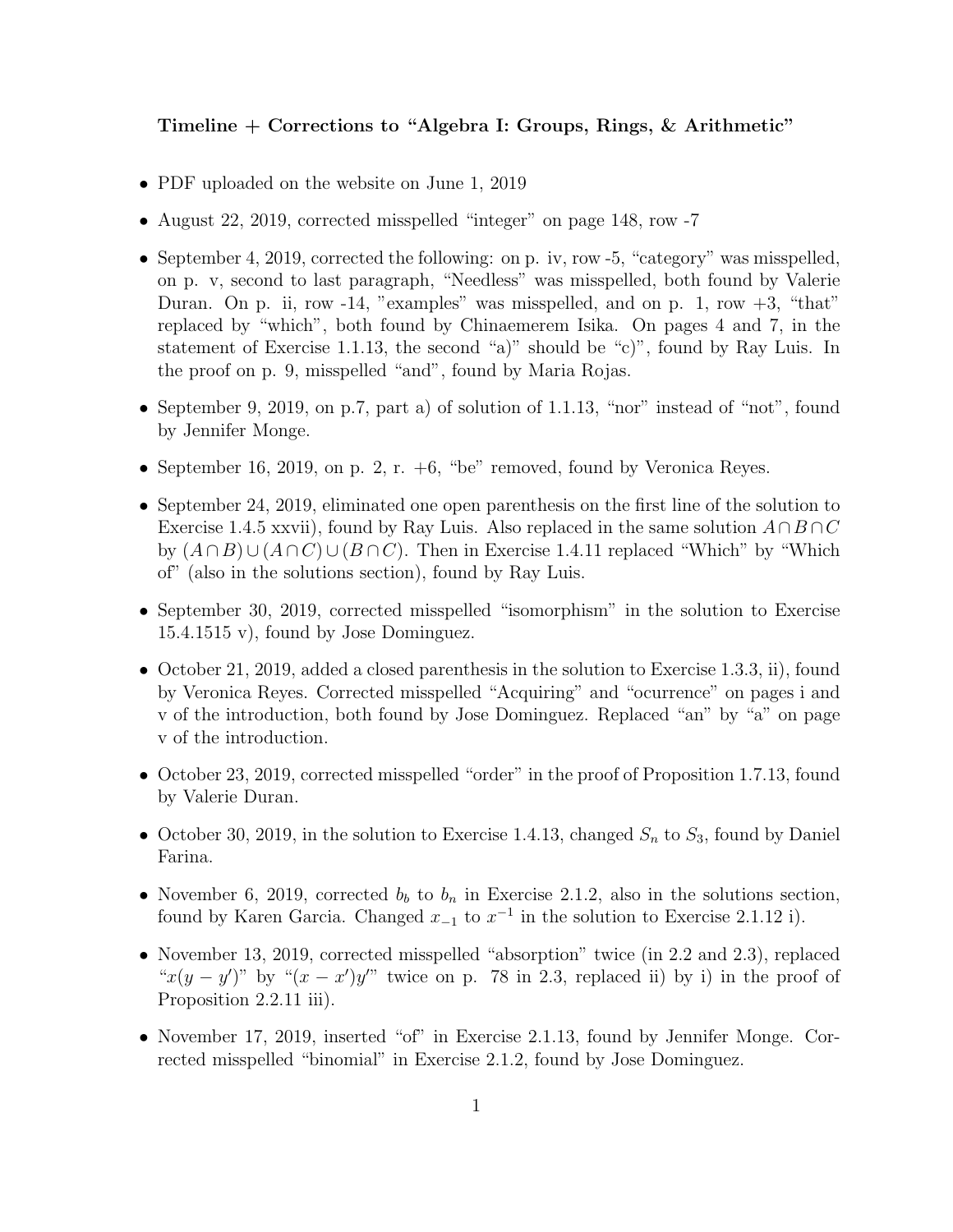**Timeline + Corrections to "Algebra I: Groups, Rings, & Arithmetic"**

- PDF uploaded on the website on June 1, 2019
- August 22, 2019, corrected misspelled "integer" on page 148, row -7
- September 4, 2019, corrected the following: on p. iv, row -5, "category" was misspelled, on p. v, second to last paragraph, "Needless" was misspelled, both found by Valerie Duran. On p. ii, row -14, "examples" was misspelled, and on p. 1, row +3, "that" replaced by "which", both found by Chinaemerem Isika. On pages 4 and 7, in the statement of Exercise 1.1.13, the second "a)" should be "c)", found by Ray Luis. In the proof on p. 9, misspelled "and", found by Maria Rojas.
- September 9, 2019, on p.7, part a) of solution of 1.1.13, "nor" instead of "not", found by Jennifer Monge.
- September 16, 2019, on p. 2, r. +6, "be" removed, found by Veronica Reyes.
- September 24, 2019, eliminated one open parenthesis on the first line of the solution to Exercise 1.4.5 xxvii), found by Ray Luis. Also replaced in the same solution $A \cap B \cap C$ by $(A \cap B) \cup (A \cap C) \cup (B \cap C)$. Then in Exercise 1.4.11 replaced "Which" by "Which of" (also in the solutions section), found by Ray Luis.
- September 30, 2019, corrected misspelled "isomorphism" in the solution to Exercise 15.4.1515 v), found by Jose Dominguez.
- October 21, 2019, added a closed parenthesis in the solution to Exercise 1.3.3, ii), found by Veronica Reyes. Corrected misspelled "Acquiring" and "ocurrence" on pages i and v of the introduction, both found by Jose Dominguez. Replaced "an" by "a" on page v of the introduction.
- October 23, 2019, corrected misspelled "order" in the proof of Proposition 1.7.13, found by Valerie Duran.
- October 30, 2019, in the solution to Exercise 1.4.13, changed $S_n$ to $S_3$, found by Daniel Farina.
- November 6, 2019, corrected $b_b$ to $b_n$ in Exercise 2.1.2, also in the solutions section, found by Karen Garcia. Changed $x_{-1}$ to $x^{-1}$ in the solution to Exercise 2.1.12 i).
- November 13, 2019, corrected misspelled "absorption" twice (in 2.2 and 2.3), replaced "$x(y - y')$" by "$(x - x')y'$" twice on p. 78 in 2.3, replaced ii) by i) in the proof of Proposition 2.2.11 iii).
- November 17, 2019, inserted "of" in Exercise 2.1.13, found by Jennifer Monge. Corrected misspelled "binomial" in Exercise 2.1.2, found by Jose Dominguez.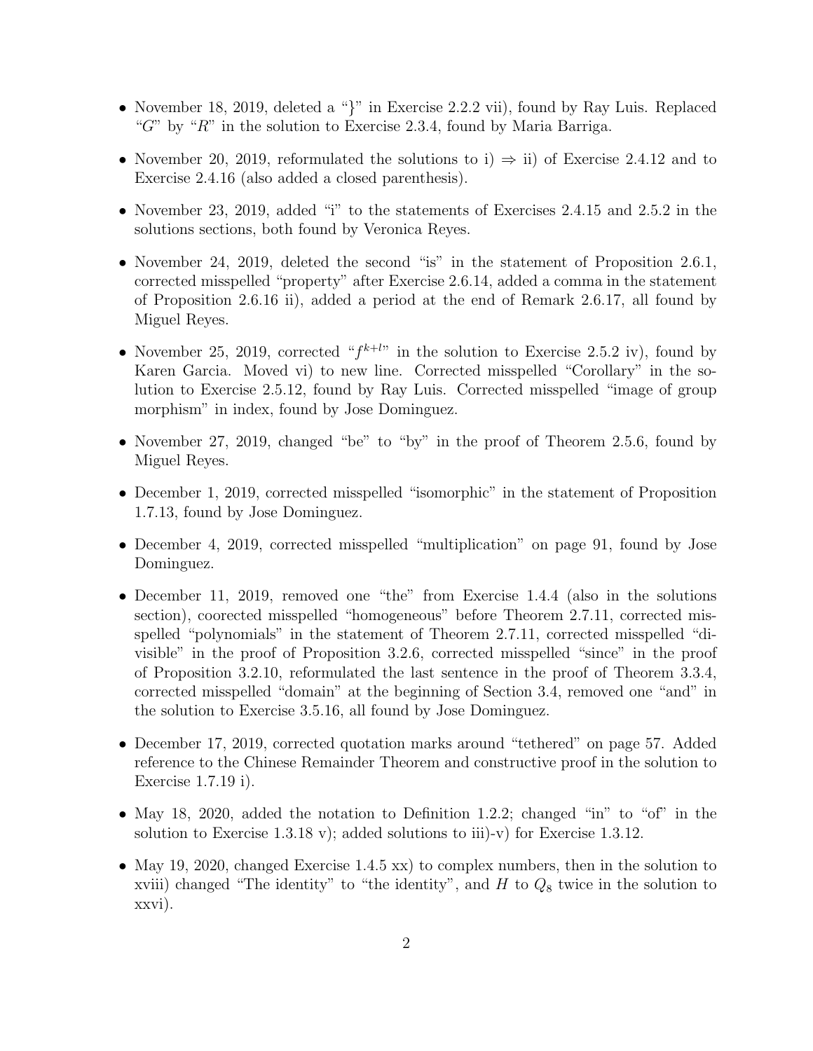- November 18, 2019, deleted a "}" in Exercise 2.2.2 vii), found by Ray Luis. Replaced "$G$" by "$R$" in the solution to Exercise 2.3.4, found by Maria Barriga.
- November 20, 2019, reformulated the solutions to i) $\Rightarrow$ ii) of Exercise 2.4.12 and to Exercise 2.4.16 (also added a closed parenthesis).
- November 23, 2019, added "i" to the statements of Exercises 2.4.15 and 2.5.2 in the solutions sections, both found by Veronica Reyes.
- November 24, 2019, deleted the second "is" in the statement of Proposition 2.6.1, corrected misspelled "property" after Exercise 2.6.14, added a comma in the statement of Proposition 2.6.16 ii), added a period at the end of Remark 2.6.17, all found by Miguel Reyes.
- November 25, 2019, corrected "$f^{k+l}$" in the solution to Exercise 2.5.2 iv), found by Karen Garcia. Moved vi) to new line. Corrected misspelled "Corollary" in the solution to Exercise 2.5.12, found by Ray Luis. Corrected misspelled "image of group morphism" in index, found by Jose Dominguez.
- November 27, 2019, changed "be" to "by" in the proof of Theorem 2.5.6, found by Miguel Reyes.
- December 1, 2019, corrected misspelled "isomorphic" in the statement of Proposition 1.7.13, found by Jose Dominguez.
- December 4, 2019, corrected misspelled "multiplication" on page 91, found by Jose Dominguez.
- December 11, 2019, removed one "the" from Exercise 1.4.4 (also in the solutions section), coorected misspelled "homogeneous" before Theorem 2.7.11, corrected misspelled "polynomials" in the statement of Theorem 2.7.11, corrected misspelled "divisible" in the proof of Proposition 3.2.6, corrected misspelled "since" in the proof of Proposition 3.2.10, reformulated the last sentence in the proof of Theorem 3.3.4, corrected misspelled "domain" at the beginning of Section 3.4, removed one "and" in the solution to Exercise 3.5.16, all found by Jose Dominguez.
- December 17, 2019, corrected quotation marks around "tethered" on page 57. Added reference to the Chinese Remainder Theorem and constructive proof in the solution to Exercise 1.7.19 i).
- May 18, 2020, added the notation to Definition 1.2.2; changed "in" to "of" in the solution to Exercise 1.3.18 v); added solutions to iii)-v) for Exercise 1.3.12.
- May 19, 2020, changed Exercise 1.4.5 xx) to complex numbers, then in the solution to xviii) changed "The identity" to "the identity", and $H$ to $Q_8$ twice in the solution to xxvi).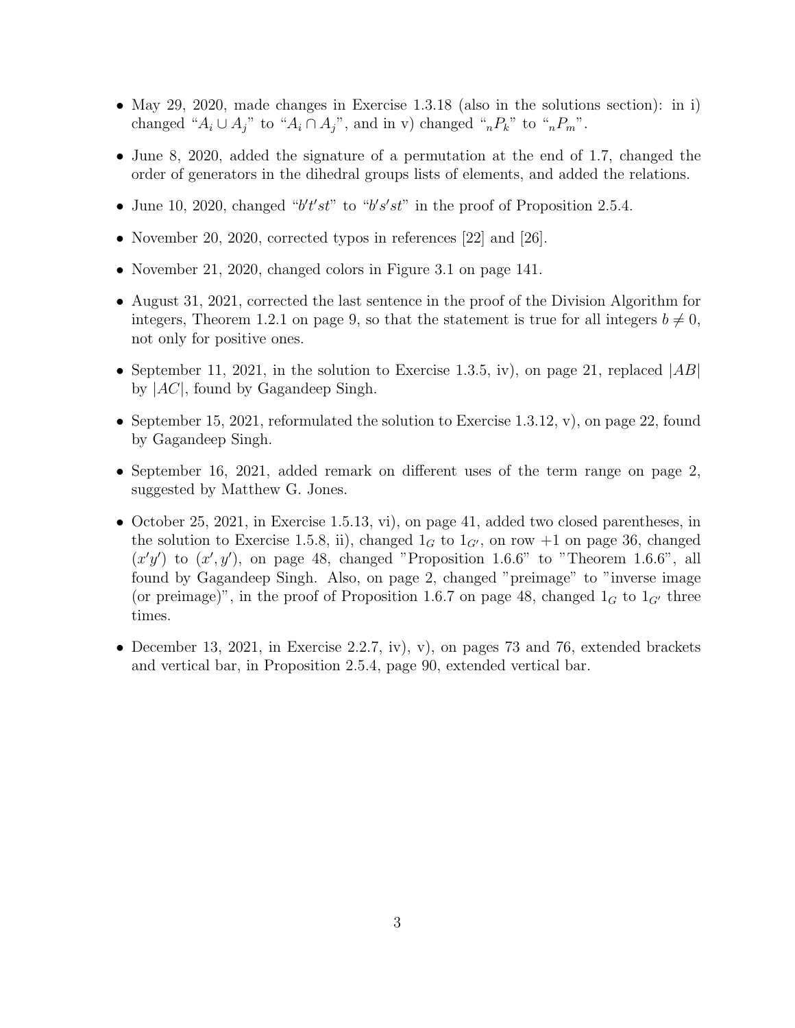- May 29, 2020, made changes in Exercise 1.3.18 (also in the solutions section): in i) changed "$A_i \cup A_j$" to "$A_i \cap A_j$", and in v) changed "${}_nP_k$" to "${}_nP_m$".
- June 8, 2020, added the signature of a permutation at the end of 1.7, changed the order of generators in the dihedral groups lists of elements, and added the relations.
- June 10, 2020, changed "$b't'st$" to "$b's'st$" in the proof of Proposition 2.5.4.
- November 20, 2020, corrected typos in references [22] and [26].
- November 21, 2020, changed colors in Figure 3.1 on page 141.
- August 31, 2021, corrected the last sentence in the proof of the Division Algorithm for integers, Theorem 1.2.1 on page 9, so that the statement is true for all integers $b \neq 0$, not only for positive ones.
- September 11, 2021, in the solution to Exercise 1.3.5, iv), on page 21, replaced $|AB|$ by $|AC|$, found by Gagandeep Singh.
- September 15, 2021, reformulated the solution to Exercise 1.3.12, v), on page 22, found by Gagandeep Singh.
- September 16, 2021, added remark on different uses of the term range on page 2, suggested by Matthew G. Jones.
- October 25, 2021, in Exercise 1.5.13, vi), on page 41, added two closed parentheses, in the solution to Exercise 1.5.8, ii), changed $1_G$ to $1_{G'}$, on row +1 on page 36, changed $(x'y')$ to $(x', y')$, on page 48, changed "Proposition 1.6.6" to "Theorem 1.6.6", all found by Gagandeep Singh. Also, on page 2, changed "preimage" to "inverse image (or preimage)", in the proof of Proposition 1.6.7 on page 48, changed $1_G$ to $1_{G'}$ three times.
- December 13, 2021, in Exercise 2.2.7, iv), v), on pages 73 and 76, extended brackets and vertical bar, in Proposition 2.5.4, page 90, extended vertical bar.